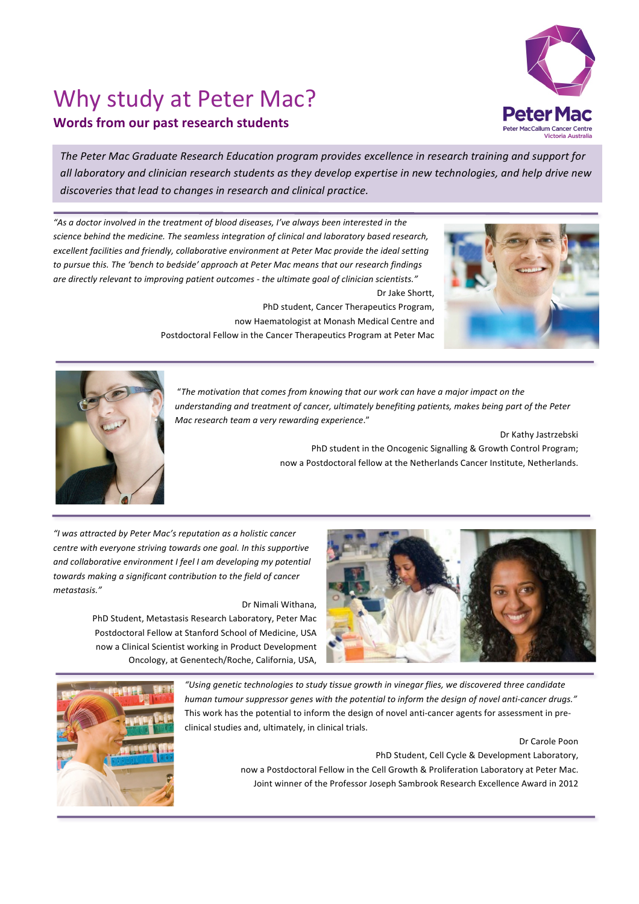# Why study at Peter Mac?

## Words from our past research students

Peter Mac
Peter MacCallum Cancer Centre
Victoria Australia

*The Peter Mac Graduate Research Education program provides excellence in research training and support for all laboratory and clinician research students as they develop expertise in new technologies, and help drive new discoveries that lead to changes in research and clinical practice.*

---

*"As a doctor involved in the treatment of blood diseases, I've always been interested in the science behind the medicine. The seamless integration of clinical and laboratory based research, excellent facilities and friendly, collaborative environment at Peter Mac provide the ideal setting to pursue this. The 'bench to bedside' approach at Peter Mac means that our research findings are directly relevant to improving patient outcomes - the ultimate goal of clinician scientists."*

Dr Jake Shortt,
PhD student, Cancer Therapeutics Program,
now Haematologist at Monash Medical Centre and
Postdoctoral Fellow in the Cancer Therapeutics Program at Peter Mac

---

"*The motivation that comes from knowing that our work can have a major impact on the understanding and treatment of cancer, ultimately benefiting patients, makes being part of the Peter Mac research team a very rewarding experience*."

Dr Kathy Jastrzebski
PhD student in the Oncogenic Signalling & Growth Control Program;
now a Postdoctoral fellow at the Netherlands Cancer Institute, Netherlands.

---

*"I was attracted by Peter Mac's reputation as a holistic cancer centre with everyone striving towards one goal. In this supportive and collaborative environment I feel I am developing my potential towards making a significant contribution to the field of cancer metastasis."*

Dr Nimali Withana,
PhD Student, Metastasis Research Laboratory, Peter Mac
Postdoctoral Fellow at Stanford School of Medicine, USA
now a Clinical Scientist working in Product Development
Oncology, at Genentech/Roche, California, USA,

---

*"Using genetic technologies to study tissue growth in vinegar flies, we discovered three candidate human tumour suppressor genes with the potential to inform the design of novel anti-cancer drugs."* This work has the potential to inform the design of novel anti-cancer agents for assessment in pre-clinical studies and, ultimately, in clinical trials.

Dr Carole Poon
PhD Student, Cell Cycle & Development Laboratory,
now a Postdoctoral Fellow in the Cell Growth & Proliferation Laboratory at Peter Mac.
Joint winner of the Professor Joseph Sambrook Research Excellence Award in 2012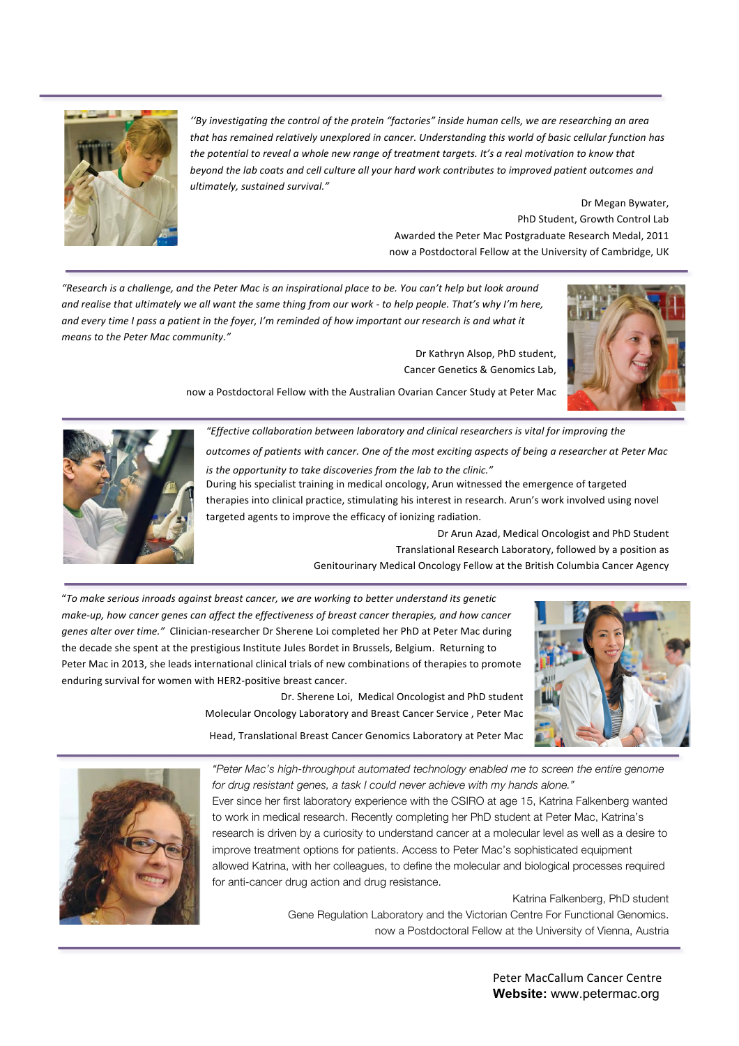*"By investigating the control of the protein "factories" inside human cells, we are researching an area that has remained relatively unexplored in cancer. Understanding this world of basic cellular function has the potential to reveal a whole new range of treatment targets. It's a real motivation to know that beyond the lab coats and cell culture all your hard work contributes to improved patient outcomes and ultimately, sustained survival."*

Dr Megan Bywater,
PhD Student, Growth Control Lab
Awarded the Peter Mac Postgraduate Research Medal, 2011
now a Postdoctoral Fellow at the University of Cambridge, UK

---

*"Research is a challenge, and the Peter Mac is an inspirational place to be. You can't help but look around and realise that ultimately we all want the same thing from our work - to help people. That's why I'm here, and every time I pass a patient in the foyer, I'm reminded of how important our research is and what it means to the Peter Mac community."*

Dr Kathryn Alsop, PhD student,
Cancer Genetics & Genomics Lab,
now a Postdoctoral Fellow with the Australian Ovarian Cancer Study at Peter Mac

---

*"Effective collaboration between laboratory and clinical researchers is vital for improving the outcomes of patients with cancer. One of the most exciting aspects of being a researcher at Peter Mac is the opportunity to take discoveries from the lab to the clinic."*

During his specialist training in medical oncology, Arun witnessed the emergence of targeted therapies into clinical practice, stimulating his interest in research. Arun's work involved using novel targeted agents to improve the efficacy of ionizing radiation.

Dr Arun Azad, Medical Oncologist and PhD Student
Translational Research Laboratory, followed by a position as
Genitourinary Medical Oncology Fellow at the British Columbia Cancer Agency

---

"*To make serious inroads against breast cancer, we are working to better understand its genetic make-up, how cancer genes can affect the effectiveness of breast cancer therapies, and how cancer genes alter over time."* Clinician-researcher Dr Sherene Loi completed her PhD at Peter Mac during the decade she spent at the prestigious Institute Jules Bordet in Brussels, Belgium. Returning to Peter Mac in 2013, she leads international clinical trials of new combinations of therapies to promote enduring survival for women with HER2-positive breast cancer.

Dr. Sherene Loi, Medical Oncologist and PhD student
Molecular Oncology Laboratory and Breast Cancer Service , Peter Mac
Head, Translational Breast Cancer Genomics Laboratory at Peter Mac

---

*"Peter Mac's high-throughput automated technology enabled me to screen the entire genome for drug resistant genes, a task I could never achieve with my hands alone."*

Ever since her first laboratory experience with the CSIRO at age 15, Katrina Falkenberg wanted to work in medical research. Recently completing her PhD student at Peter Mac, Katrina's research is driven by a curiosity to understand cancer at a molecular level as well as a desire to improve treatment options for patients. Access to Peter Mac's sophisticated equipment allowed Katrina, with her colleagues, to define the molecular and biological processes required for anti-cancer drug action and drug resistance.

Katrina Falkenberg, PhD student
Gene Regulation Laboratory and the Victorian Centre For Functional Genomics.
now a Postdoctoral Fellow at the University of Vienna, Austria

---

Peter MacCallum Cancer Centre
**Website:** www.petermac.org